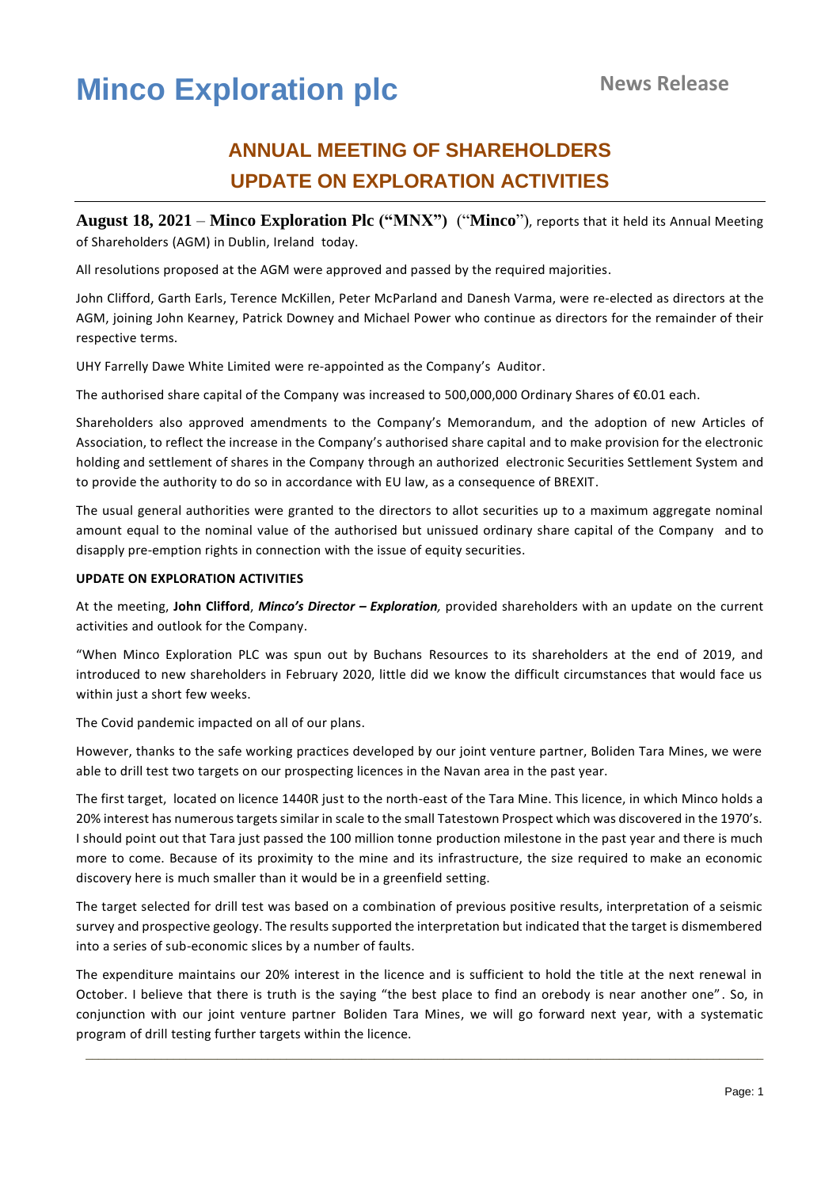# Minco Exploration plc

News Release

## ANNUAL MEETING OF SHAREHOLDERS
## UPDATE ON EXPLORATION ACTIVITIES

**August 18, 2021** – **Minco Exploration Plc ("MNX")** ("**Minco**"), reports that it held its Annual Meeting of Shareholders (AGM) in Dublin, Ireland today.

All resolutions proposed at the AGM were approved and passed by the required majorities.

John Clifford, Garth Earls, Terence McKillen, Peter McParland and Danesh Varma, were re-elected as directors at the AGM, joining John Kearney, Patrick Downey and Michael Power who continue as directors for the remainder of their respective terms.

UHY Farrelly Dawe White Limited were re-appointed as the Company's Auditor.

The authorised share capital of the Company was increased to 500,000,000 Ordinary Shares of €0.01 each.

Shareholders also approved amendments to the Company's Memorandum, and the adoption of new Articles of Association, to reflect the increase in the Company's authorised share capital and to make provision for the electronic holding and settlement of shares in the Company through an authorized electronic Securities Settlement System and to provide the authority to do so in accordance with EU law, as a consequence of BREXIT.

The usual general authorities were granted to the directors to allot securities up to a maximum aggregate nominal amount equal to the nominal value of the authorised but unissued ordinary share capital of the Company and to disapply pre-emption rights in connection with the issue of equity securities.

**UPDATE ON EXPLORATION ACTIVITIES**

At the meeting, **John Clifford**, ***Minco's Director – Exploration,*** provided shareholders with an update on the current activities and outlook for the Company.

"When Minco Exploration PLC was spun out by Buchans Resources to its shareholders at the end of 2019, and introduced to new shareholders in February 2020, little did we know the difficult circumstances that would face us within just a short few weeks.

The Covid pandemic impacted on all of our plans.

However, thanks to the safe working practices developed by our joint venture partner, Boliden Tara Mines, we were able to drill test two targets on our prospecting licences in the Navan area in the past year.

The first target, located on licence 1440R just to the north-east of the Tara Mine. This licence, in which Minco holds a 20% interest has numerous targets similar in scale to the small Tatestown Prospect which was discovered in the 1970's. I should point out that Tara just passed the 100 million tonne production milestone in the past year and there is much more to come. Because of its proximity to the mine and its infrastructure, the size required to make an economic discovery here is much smaller than it would be in a greenfield setting.

The target selected for drill test was based on a combination of previous positive results, interpretation of a seismic survey and prospective geology. The results supported the interpretation but indicated that the target is dismembered into a series of sub-economic slices by a number of faults.

The expenditure maintains our 20% interest in the licence and is sufficient to hold the title at the next renewal in October. I believe that there is truth is the saying "the best place to find an orebody is near another one". So, in conjunction with our joint venture partner Boliden Tara Mines, we will go forward next year, with a systematic program of drill testing further targets within the licence.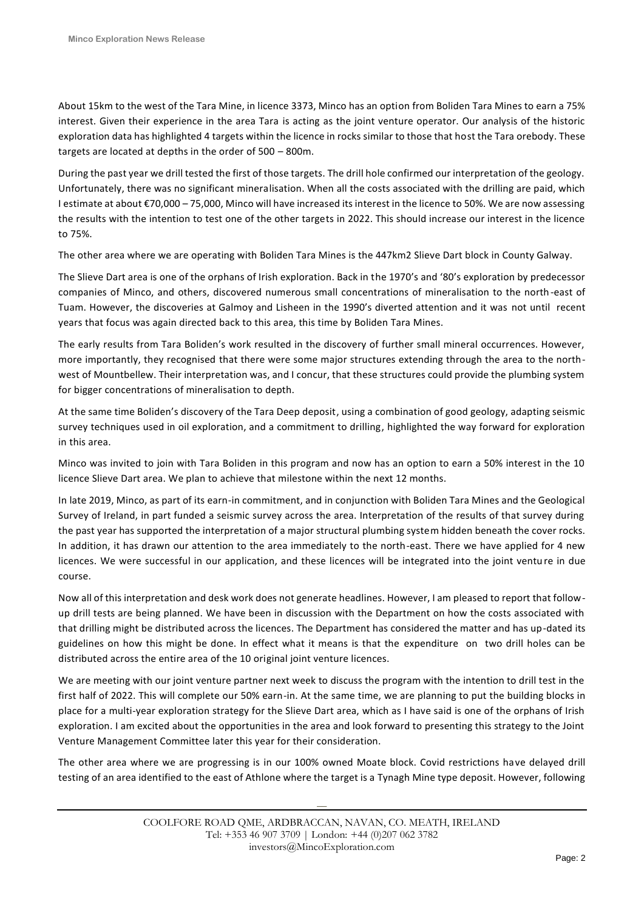About 15km to the west of the Tara Mine, in licence 3373, Minco has an option from Boliden Tara Mines to earn a 75% interest. Given their experience in the area Tara is acting as the joint venture operator. Our analysis of the historic exploration data has highlighted 4 targets within the licence in rocks similar to those that host the Tara orebody. These targets are located at depths in the order of 500 – 800m.

During the past year we drill tested the first of those targets. The drill hole confirmed our interpretation of the geology. Unfortunately, there was no significant mineralisation. When all the costs associated with the drilling are paid, which I estimate at about €70,000 – 75,000, Minco will have increased its interest in the licence to 50%. We are now assessing the results with the intention to test one of the other targets in 2022. This should increase our interest in the licence to 75%.

The other area where we are operating with Boliden Tara Mines is the 447km2 Slieve Dart block in County Galway.

The Slieve Dart area is one of the orphans of Irish exploration. Back in the 1970's and '80's exploration by predecessor companies of Minco, and others, discovered numerous small concentrations of mineralisation to the north-east of Tuam. However, the discoveries at Galmoy and Lisheen in the 1990's diverted attention and it was not until recent years that focus was again directed back to this area, this time by Boliden Tara Mines.

The early results from Tara Boliden's work resulted in the discovery of further small mineral occurrences. However, more importantly, they recognised that there were some major structures extending through the area to the north-west of Mountbellew. Their interpretation was, and I concur, that these structures could provide the plumbing system for bigger concentrations of mineralisation to depth.

At the same time Boliden's discovery of the Tara Deep deposit, using a combination of good geology, adapting seismic survey techniques used in oil exploration, and a commitment to drilling, highlighted the way forward for exploration in this area.

Minco was invited to join with Tara Boliden in this program and now has an option to earn a 50% interest in the 10 licence Slieve Dart area. We plan to achieve that milestone within the next 12 months.

In late 2019, Minco, as part of its earn-in commitment, and in conjunction with Boliden Tara Mines and the Geological Survey of Ireland, in part funded a seismic survey across the area. Interpretation of the results of that survey during the past year has supported the interpretation of a major structural plumbing system hidden beneath the cover rocks. In addition, it has drawn our attention to the area immediately to the north-east. There we have applied for 4 new licences. We were successful in our application, and these licences will be integrated into the joint venture in due course.

Now all of this interpretation and desk work does not generate headlines. However, I am pleased to report that follow-up drill tests are being planned. We have been in discussion with the Department on how the costs associated with that drilling might be distributed across the licences. The Department has considered the matter and has up-dated its guidelines on how this might be done. In effect what it means is that the expenditure on two drill holes can be distributed across the entire area of the 10 original joint venture licences.

We are meeting with our joint venture partner next week to discuss the program with the intention to drill test in the first half of 2022. This will complete our 50% earn-in. At the same time, we are planning to put the building blocks in place for a multi-year exploration strategy for the Slieve Dart area, which as I have said is one of the orphans of Irish exploration. I am excited about the opportunities in the area and look forward to presenting this strategy to the Joint Venture Management Committee later this year for their consideration.

The other area where we are progressing is in our 100% owned Moate block. Covid restrictions have delayed drill testing of an area identified to the east of Athlone where the target is a Tynagh Mine type deposit. However, following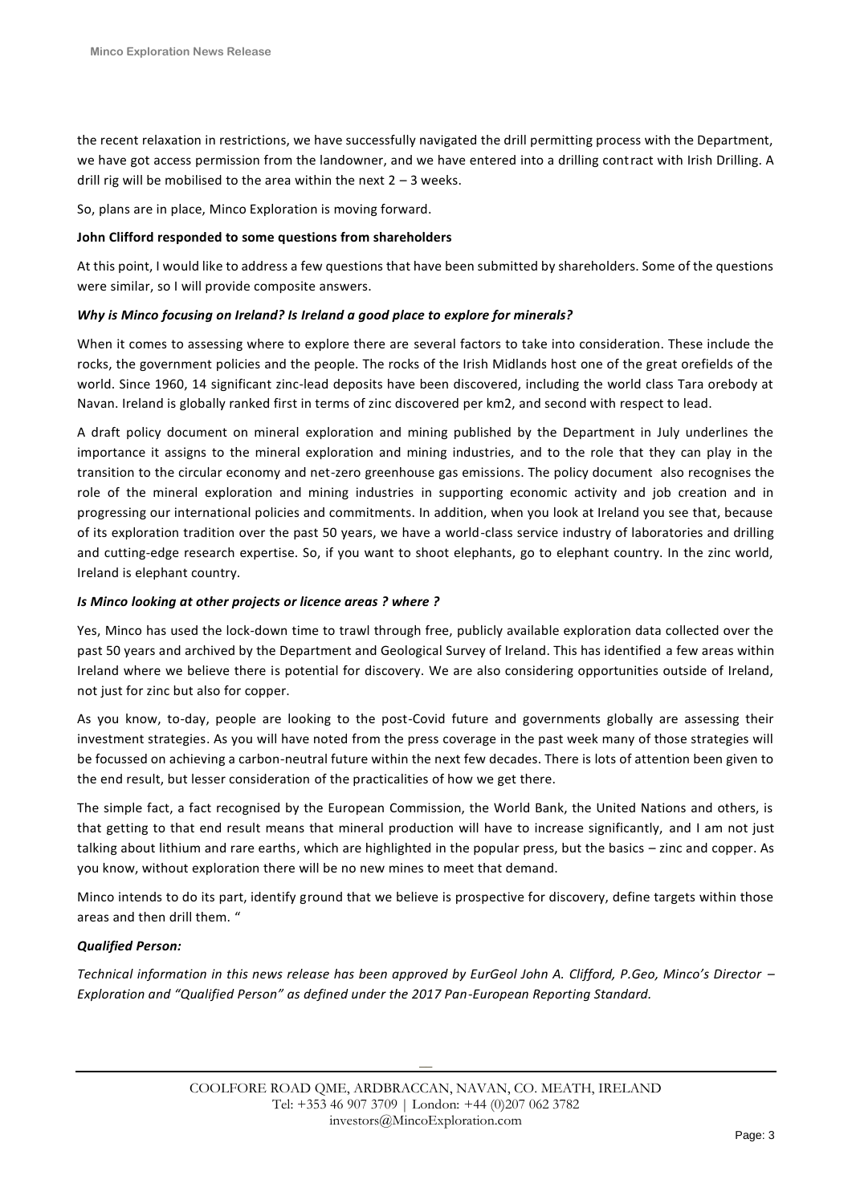the recent relaxation in restrictions, we have successfully navigated the drill permitting process with the Department, we have got access permission from the landowner, and we have entered into a drilling contract with Irish Drilling. A drill rig will be mobilised to the area within the next 2 – 3 weeks.

So, plans are in place, Minco Exploration is moving forward.

**John Clifford responded to some questions from shareholders**

At this point, I would like to address a few questions that have been submitted by shareholders. Some of the questions were similar, so I will provide composite answers.

***Why is Minco focusing on Ireland? Is Ireland a good place to explore for minerals?***

When it comes to assessing where to explore there are several factors to take into consideration. These include the rocks, the government policies and the people. The rocks of the Irish Midlands host one of the great orefields of the world. Since 1960, 14 significant zinc-lead deposits have been discovered, including the world class Tara orebody at Navan. Ireland is globally ranked first in terms of zinc discovered per km2, and second with respect to lead.

A draft policy document on mineral exploration and mining published by the Department in July underlines the importance it assigns to the mineral exploration and mining industries, and to the role that they can play in the transition to the circular economy and net-zero greenhouse gas emissions. The policy document also recognises the role of the mineral exploration and mining industries in supporting economic activity and job creation and in progressing our international policies and commitments. In addition, when you look at Ireland you see that, because of its exploration tradition over the past 50 years, we have a world-class service industry of laboratories and drilling and cutting-edge research expertise. So, if you want to shoot elephants, go to elephant country. In the zinc world, Ireland is elephant country.

***Is Minco looking at other projects or licence areas ? where ?***

Yes, Minco has used the lock-down time to trawl through free, publicly available exploration data collected over the past 50 years and archived by the Department and Geological Survey of Ireland. This has identified a few areas within Ireland where we believe there is potential for discovery. We are also considering opportunities outside of Ireland, not just for zinc but also for copper.

As you know, to-day, people are looking to the post-Covid future and governments globally are assessing their investment strategies. As you will have noted from the press coverage in the past week many of those strategies will be focussed on achieving a carbon-neutral future within the next few decades. There is lots of attention been given to the end result, but lesser consideration of the practicalities of how we get there.

The simple fact, a fact recognised by the European Commission, the World Bank, the United Nations and others, is that getting to that end result means that mineral production will have to increase significantly, and I am not just talking about lithium and rare earths, which are highlighted in the popular press, but the basics – zinc and copper. As you know, without exploration there will be no new mines to meet that demand.

Minco intends to do its part, identify ground that we believe is prospective for discovery, define targets within those areas and then drill them. "

***Qualified Person:***

*Technical information in this news release has been approved by EurGeol John A. Clifford, P.Geo, Minco's Director – Exploration and "Qualified Person" as defined under the 2017 Pan-European Reporting Standard.*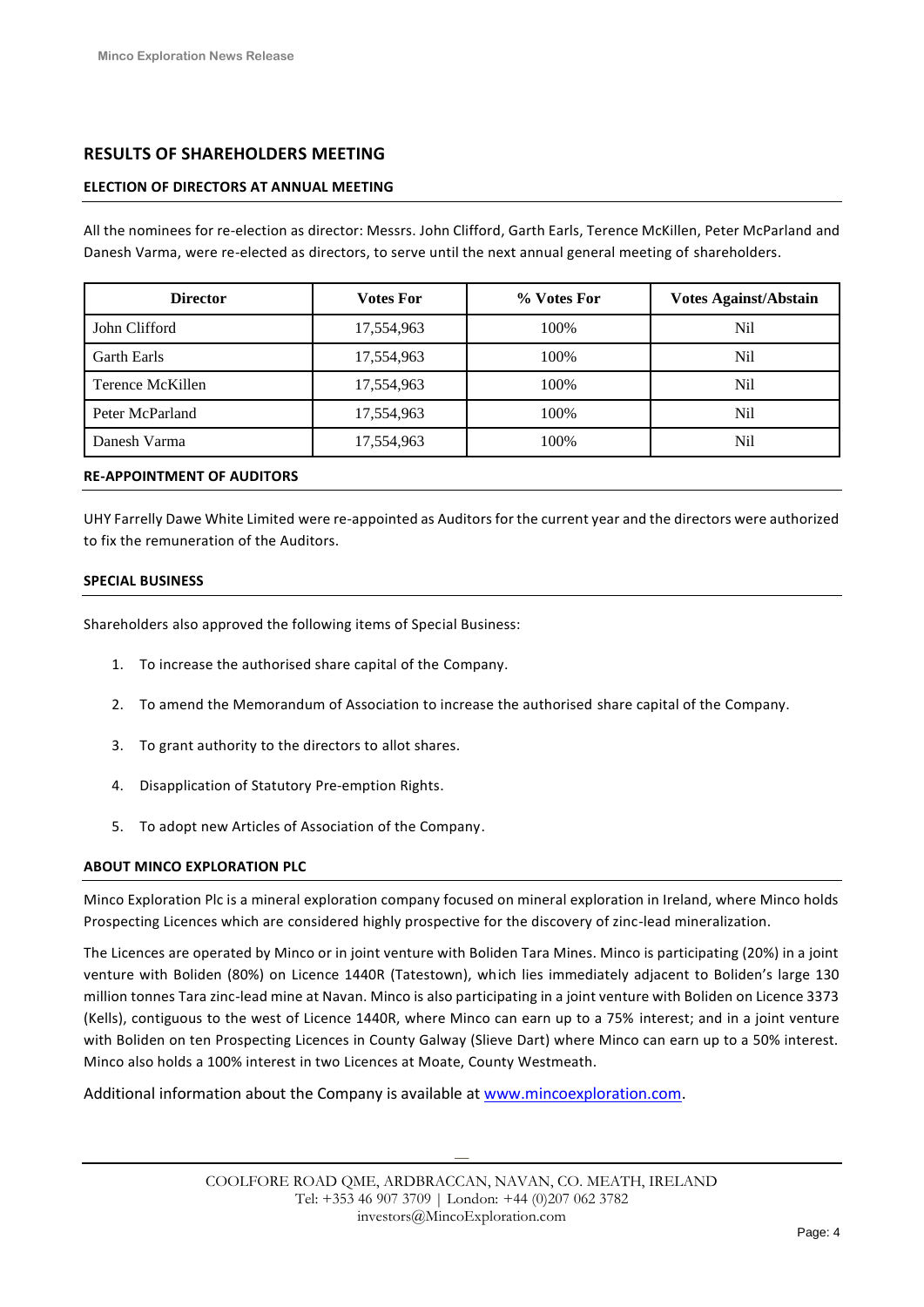## RESULTS OF SHAREHOLDERS MEETING

### ELECTION OF DIRECTORS AT ANNUAL MEETING

All the nominees for re-election as director: Messrs. John Clifford, Garth Earls, Terence McKillen, Peter McParland and Danesh Varma, were re-elected as directors, to serve until the next annual general meeting of shareholders.

| Director | Votes For | % Votes For | Votes Against/Abstain |
|---|---|---|---|
| John Clifford | 17,554,963 | 100% | Nil |
| Garth Earls | 17,554,963 | 100% | Nil |
| Terence McKillen | 17,554,963 | 100% | Nil |
| Peter McParland | 17,554,963 | 100% | Nil |
| Danesh Varma | 17,554,963 | 100% | Nil |

### RE-APPOINTMENT OF AUDITORS

UHY Farrelly Dawe White Limited were re-appointed as Auditors for the current year and the directors were authorized to fix the remuneration of the Auditors.

### SPECIAL BUSINESS

Shareholders also approved the following items of Special Business:

1. To increase the authorised share capital of the Company.
2. To amend the Memorandum of Association to increase the authorised share capital of the Company.
3. To grant authority to the directors to allot shares.
4. Disapplication of Statutory Pre-emption Rights.
5. To adopt new Articles of Association of the Company.

### ABOUT MINCO EXPLORATION PLC

Minco Exploration Plc is a mineral exploration company focused on mineral exploration in Ireland, where Minco holds Prospecting Licences which are considered highly prospective for the discovery of zinc-lead mineralization.

The Licences are operated by Minco or in joint venture with Boliden Tara Mines. Minco is participating (20%) in a joint venture with Boliden (80%) on Licence 1440R (Tatestown), which lies immediately adjacent to Boliden's large 130 million tonnes Tara zinc-lead mine at Navan. Minco is also participating in a joint venture with Boliden on Licence 3373 (Kells), contiguous to the west of Licence 1440R, where Minco can earn up to a 75% interest; and in a joint venture with Boliden on ten Prospecting Licences in County Galway (Slieve Dart) where Minco can earn up to a 50% interest. Minco also holds a 100% interest in two Licences at Moate, County Westmeath.

Additional information about the Company is available at [www.mincoexploration.com](http://www.mincoexploration.com).

COOLFORE ROAD QME, ARDBRACCAN, NAVAN, CO. MEATH, IRELAND
Tel: +353 46 907 3709 | London: +44 (0)207 062 3782
investors@MincoExploration.com